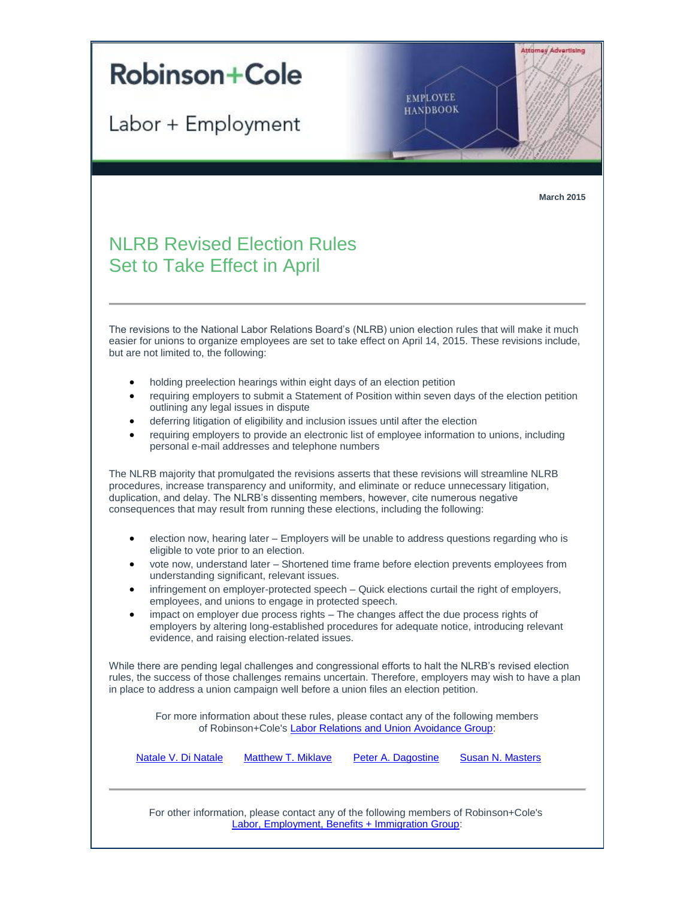# Robinson+Cole

Labor + Employment

Attorney Advertising

March 2015

## NLRB Revised Election Rules Set to Take Effect in April

---

The revisions to the National Labor Relations Board's (NLRB) union election rules that will make it much easier for unions to organize employees are set to take effect on April 14, 2015. These revisions include, but are not limited to, the following:

- holding preelection hearings within eight days of an election petition
- requiring employers to submit a Statement of Position within seven days of the election petition outlining any legal issues in dispute
- deferring litigation of eligibility and inclusion issues until after the election
- requiring employers to provide an electronic list of employee information to unions, including personal e-mail addresses and telephone numbers

The NLRB majority that promulgated the revisions asserts that these revisions will streamline NLRB procedures, increase transparency and uniformity, and eliminate or reduce unnecessary litigation, duplication, and delay. The NLRB's dissenting members, however, cite numerous negative consequences that may result from running these elections, including the following:

- election now, hearing later – Employers will be unable to address questions regarding who is eligible to vote prior to an election.
- vote now, understand later – Shortened time frame before election prevents employees from understanding significant, relevant issues.
- infringement on employer-protected speech – Quick elections curtail the right of employers, employees, and unions to engage in protected speech.
- impact on employer due process rights – The changes affect the due process rights of employers by altering long-established procedures for adequate notice, introducing relevant evidence, and raising election-related issues.

While there are pending legal challenges and congressional efforts to halt the NLRB's revised election rules, the success of those challenges remains uncertain. Therefore, employers may wish to have a plan in place to address a union campaign well before a union files an election petition.

For more information about these rules, please contact any of the following members of Robinson+Cole's [Labor Relations and Union Avoidance Group]:

[Natale V. Di Natale] [Matthew T. Miklave] [Peter A. Dagostine] [Susan N. Masters]

---

For other information, please contact any of the following members of Robinson+Cole's [Labor, Employment, Benefits + Immigration Group]: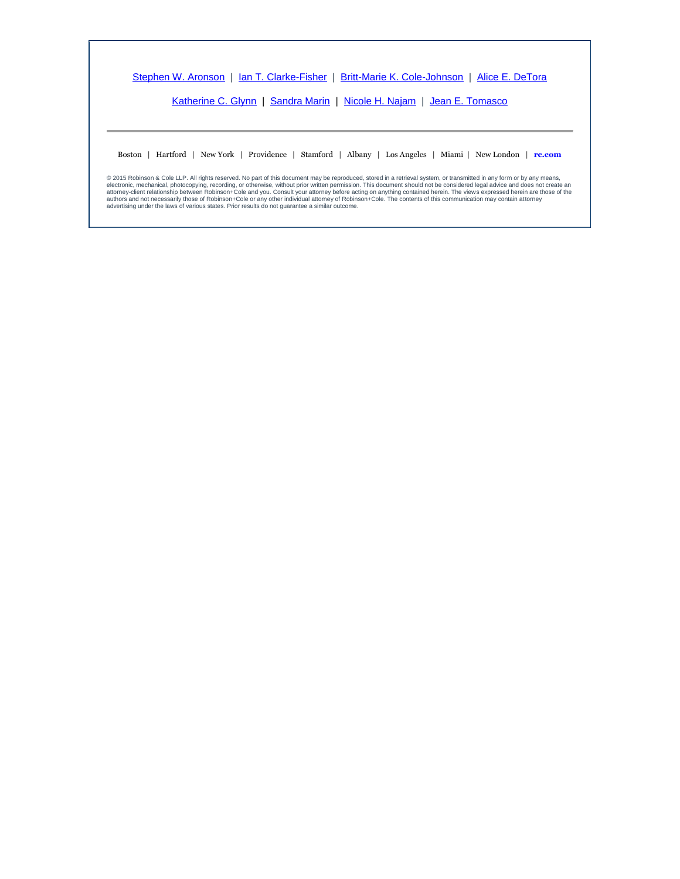Stephen W. Aronson | Ian T. Clarke-Fisher | Britt-Marie K. Cole-Johnson | Alice E. DeTora

Katherine C. Glynn | Sandra Marin | Nicole H. Najam | Jean E. Tomasco

---

Boston | Hartford | New York | Providence | Stamford | Albany | Los Angeles | Miami | New London | **rc.com**

© 2015 Robinson & Cole LLP. All rights reserved. No part of this document may be reproduced, stored in a retrieval system, or transmitted in any form or by any means, electronic, mechanical, photocopying, recording, or otherwise, without prior written permission. This document should not be considered legal advice and does not create an attorney-client relationship between Robinson+Cole and you. Consult your attorney before acting on anything contained herein. The views expressed herein are those of the authors and not necessarily those of Robinson+Cole or any other individual attorney of Robinson+Cole. The contents of this communication may contain attorney advertising under the laws of various states. Prior results do not guarantee a similar outcome.